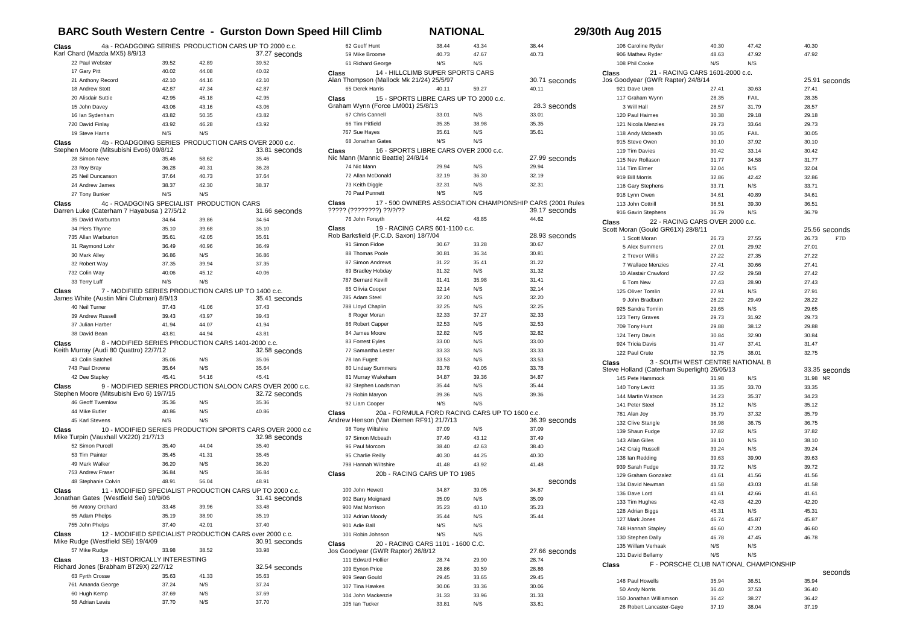# BARC South Western Centre - Gurston Down Speed Hill Climb

**NATIONAL** — **29/30th Aug 2015**

### Class 4a - ROADGOING SERIES PRODUCTION CARS UP TO 2000 c.c.

Karl Chard (Mazda MX5) 8/9/13 — 37.27 seconds

| Competitor | Run 1 | Run 2 | Best |
|---|---|---|---|
| 22 Paul Webster | 39.52 | 42.89 | 39.52 |
| 17 Gary Pitt | 40.02 | 44.08 | 40.02 |
| 21 Anthony Record | 42.10 | 44.16 | 42.10 |
| 18 Andrew Stott | 42.87 | 47.34 | 42.87 |
| 20 Alisdair Suttie | 42.95 | 45.18 | 42.95 |
| 15 John Davey | 43.06 | 43.16 | 43.06 |
| 16 Ian Sydenham | 43.82 | 50.35 | 43.82 |
| 720 David Finlay | 43.92 | 46.28 | 43.92 |
| 19 Steve Harris | N/S | N/S | |

### Class 4b - ROADGOING SERIES PRODUCTION CARS OVER 2000 c.c.

Stephen Moore (Mitsubishi Evo6) 09/8/12 — 33.81 seconds

| Competitor | Run 1 | Run 2 | Best |
|---|---|---|---|
| 28 Simon Neve | 35.46 | 58.62 | 35.46 |
| 23 Roy Bray | 36.28 | 40.31 | 36.28 |
| 25 Neil Duncanson | 37.64 | 40.73 | 37.64 |
| 24 Andrew James | 38.37 | 42.30 | 38.37 |
| 27 Tony Bunker | N/S | N/S | |

### Class 4c - ROADGOING SPECIALIST PRODUCTION CARS

Darren Luke (Caterham 7 Hayabusa ) 27/5/12 — 31.66 seconds

| Competitor | Run 1 | Run 2 | Best |
|---|---|---|---|
| 35 David Warburton | 34.64 | 39.86 | 34.64 |
| 34 Piers Thynne | 35.10 | 39.68 | 35.10 |
| 735 Allan Warburton | 35.61 | 42.05 | 35.61 |
| 31 Raymond Lohr | 36.49 | 40.96 | 36.49 |
| 30 Mark Alley | 36.86 | N/S | 36.86 |
| 32 Robert Way | 37.35 | 39.94 | 37.35 |
| 732 Colin Way | 40.06 | 45.12 | 40.06 |
| 33 Terry Luff | N/S | N/S | |

### Class 7 - MODIFIED SERIES PRODUCTION CARS UP TO 1400 c.c.

James White (Austin Mini Clubman) 8/9/13 — 35.41 seconds

| Competitor | Run 1 | Run 2 | Best |
|---|---|---|---|
| 40 Neil Turner | 37.43 | 41.06 | 37.43 |
| 39 Andrew Russell | 39.43 | 43.97 | 39.43 |
| 37 Julian Harber | 41.94 | 44.07 | 41.94 |
| 38 David Bean | 43.81 | 44.94 | 43.81 |

### Class 8 - MODIFIED SERIES PRODUCTION CARS 1401-2000 c.c.

Keith Murray (Audi 80 Quattro) 22/7/12 — 32.58 seconds

| Competitor | Run 1 | Run 2 | Best |
|---|---|---|---|
| 43 Colin Satchell | 35.06 | N/S | 35.06 |
| 743 Paul Drowne | 35.64 | N/S | 35.64 |
| 42 Dee Stapley | 45.41 | 54.16 | 45.41 |

### Class 9 - MODIFIED SERIES PRODUCTION SALOON CARS OVER 2000 c.c.

Stephen Moore (Mitsubishi Evo 6) 19/7/15 — 32.72 seconds

| Competitor | Run 1 | Run 2 | Best |
|---|---|---|---|
| 46 Geoff Twemlow | 35.36 | N/S | 35.36 |
| 44 Mike Butler | 40.86 | N/S | 40.86 |
| 45 Karl Stevens | N/S | N/S | |

### Class 10 - MODIFIED SERIES PRODUCTION SPORTS CARS OVER 2000 c.c

Mike Turpin (Vauxhall VX220) 21/7/13 — 32.98 seconds

| Competitor | Run 1 | Run 2 | Best |
|---|---|---|---|
| 52 Simon Purcell | 35.40 | 44.04 | 35.40 |
| 53 Tim Painter | 35.45 | 41.31 | 35.45 |
| 49 Mark Walker | 36.20 | N/S | 36.20 |
| 753 Andrew Fraser | 36.84 | N/S | 36.84 |
| 48 Stephanie Colvin | 48.91 | 56.04 | 48.91 |

### Class 11 - MODIFIED SPECIALIST PRODUCTION CARS UP TO 2000 c.c.

Jonathan Gates (Westfield Sei) 10/9/06 — 31.41 seconds

| Competitor | Run 1 | Run 2 | Best |
|---|---|---|---|
| 56 Antony Orchard | 33.48 | 39.96 | 33.48 |
| 55 Adam Phelps | 35.19 | 38.90 | 35.19 |
| 755 John Phelps | 37.40 | 42.01 | 37.40 |

### Class 12 - MODIFIED SPECIALIST PRODUCTION CARS over 2000 c.c.

Mike Rudge (Westfield SEi) 19/4/09 — 30.91 seconds

| Competitor | Run 1 | Run 2 | Best |
|---|---|---|---|
| 57 Mike Rudge | 33.98 | 38.52 | 33.98 |

### Class 13 - HISTORICALLY INTERESTING

Richard Jones (Brabham BT29X) 22/7/12 — 32.54 seconds

| Competitor | Run 1 | Run 2 | Best |
|---|---|---|---|
| 63 Fyrth Crosse | 35.63 | 41.33 | 35.63 |
| 761 Amanda George | 37.24 | N/S | 37.24 |
| 60 Hugh Kemp | 37.69 | N/S | 37.69 |
| 58 Adrian Lewis | 37.70 | N/S | 37.70 |
| 62 Geoff Hunt | 38.44 | 43.34 | 38.44 |
| 59 Mike Broome | 40.73 | 47.67 | 40.73 |
| 61 Richard George | N/S | N/S | |

### Class 14 - HILLCLIMB SUPER SPORTS CARS

Alan Thompson (Mallock Mk 21/24) 25/5/97 — 30.71 seconds

| Competitor | Run 1 | Run 2 | Best |
|---|---|---|---|
| 65 Derek Harris | 40.11 | 59.27 | 40.11 |

### Class 15 - SPORTS LIBRE CARS UP TO 2000 c.c.

Graham Wynn (Force LM001) 25/8/13 — 28.3 seconds

| Competitor | Run 1 | Run 2 | Best |
|---|---|---|---|
| 67 Chris Cannell | 33.01 | N/S | 33.01 |
| 66 Tim Pitfield | 35.35 | 38.98 | 35.35 |
| 767 Sue Hayes | 35.61 | N/S | 35.61 |
| 68 Jonathan Gates | N/S | N/S | |

### Class 16 - SPORTS LIBRE CARS OVER 2000 c.c.

Nic Mann (Mannic Beattie) 24/8/14 — 27.99 seconds

| Competitor | Run 1 | Run 2 | Best |
|---|---|---|---|
| 74 Nic Mann | 29.94 | N/S | 29.94 |
| 72 Allan McDonald | 32.19 | 36.30 | 32.19 |
| 73 Keith Diggle | 32.31 | N/S | 32.31 |
| 70 Paul Punnett | N/S | N/S | |

### Class 17 - 500 OWNERS ASSOCIATION CHAMPIONSHIP CARS (2001 Rules

????? (????????) ??/?/?? — 39.17 seconds

| Competitor | Run 1 | Run 2 | Best |
|---|---|---|---|
| 76 John Forsyth | 44.62 | 48.85 | 44.62 |

### Class 19 - RACING CARS 601-1100 c.c.

Rob Barksfield (P.C.D. Saxon) 18/7/04 — 28.93 seconds

| Competitor | Run 1 | Run 2 | Best |
|---|---|---|---|
| 91 Simon Fidoe | 30.67 | 33.28 | 30.67 |
| 88 Thomas Poole | 30.81 | 36.34 | 30.81 |
| 87 Simon Andrews | 31.22 | 35.41 | 31.22 |
| 89 Bradley Hobday | 31.32 | N/S | 31.32 |
| 787 Bernard Kevill | 31.41 | 35.98 | 31.41 |
| 85 Olivia Cooper | 32.14 | N/S | 32.14 |
| 785 Adam Steel | 32.20 | N/S | 32.20 |
| 788 Lloyd Chaplin | 32.25 | N/S | 32.25 |
| 8 Roger Moran | 32.33 | 37.27 | 32.33 |
| 86 Robert Capper | 32.53 | N/S | 32.53 |
| 84 James Moore | 32.82 | N/S | 32.82 |
| 83 Forrest Eyles | 33.00 | N/S | 33.00 |
| 77 Samantha Lester | 33.33 | N/S | 33.33 |
| 78 Ian Fugett | 33.53 | N/S | 33.53 |
| 80 Lindsay Summers | 33.78 | 40.05 | 33.78 |
| 81 Murray Wakeham | 34.87 | 39.36 | 34.87 |
| 82 Stephen Loadsman | 35.44 | N/S | 35.44 |
| 79 Robin Maryon | 39.36 | N/S | 39.36 |
| 92 Liam Cooper | N/S | N/S | |

### Class 20a - FORMULA FORD RACING CARS UP TO 1600 c.c.

Andrew Henson (Van Diemen RF91) 21/7/13 — 36.39 seconds

| Competitor | Run 1 | Run 2 | Best |
|---|---|---|---|
| 98 Tony Wiltshire | 37.09 | N/S | 37.09 |
| 97 Simon Mcbeath | 37.49 | 43.12 | 37.49 |
| 96 Paul Morcom | 38.40 | 42.63 | 38.40 |
| 95 Charlie Reilly | 40.30 | 44.25 | 40.30 |
| 798 Hannah Wiltshire | 41.48 | 43.92 | 41.48 |

### Class 20b - RACING CARS UP TO 1985

seconds

| Competitor | Run 1 | Run 2 | Best |
|---|---|---|---|
| 100 John Hewett | 34.87 | 39.05 | 34.87 |
| 902 Barry Moignard | 35.09 | N/S | 35.09 |
| 900 Mat Morrison | 35.23 | 40.10 | 35.23 |
| 102 Adrian Moody | 35.44 | N/S | 35.44 |
| 901 Adie Ball | N/S | N/S | |
| 101 Robin Johnson | N/S | N/S | |

### Class 20 - RACING CARS 1101 - 1600 C.C.

Jos Goodyear (GWR Raptor) 26/8/12 — 27.66 seconds

| Competitor | Run 1 | Run 2 | Best |
|---|---|---|---|
| 111 Edward Hollier | 28.74 | 29.90 | 28.74 |
| 109 Eynon Price | 28.86 | 30.59 | 28.86 |
| 909 Sean Gould | 29.45 | 33.65 | 29.45 |
| 107 Tina Hawkes | 30.06 | 33.36 | 30.06 |
| 104 John Mackenzie | 31.33 | 33.96 | 31.33 |
| 105 Ian Tucker | 33.81 | N/S | 33.81 |
| 106 Caroline Ryder | 40.30 | 47.42 | 40.30 |
| 906 Mathew Ryder | 48.63 | 47.92 | 47.92 |
| 108 Phil Cooke | N/S | N/S | |

### Class 21 - RACING CARS 1601-2000 c.c.

Jos Goodyear (GWR Rapter) 24/8/14 — 25.91 seconds

| Competitor | Run 1 | Run 2 | Best |
|---|---|---|---|
| 921 Dave Uren | 27.41 | 30.63 | 27.41 |
| 117 Graham Wynn | 28.35 | FAIL | 28.35 |
| 3 Will Hall | 28.57 | 31.79 | 28.57 |
| 120 Paul Haimes | 30.38 | 29.18 | 29.18 |
| 121 Nicola Menzies | 29.73 | 33.64 | 29.73 |
| 118 Andy Mcbeath | 30.05 | FAIL | 30.05 |
| 915 Steve Owen | 30.10 | 37.92 | 30.10 |
| 119 Tim Davies | 30.42 | 33.14 | 30.42 |
| 115 Nev Rollason | 31.77 | 34.58 | 31.77 |
| 114 Tim Elmer | 32.04 | N/S | 32.04 |
| 919 Bill Morris | 32.86 | 42.42 | 32.86 |
| 116 Gary Stephens | 33.71 | N/S | 33.71 |
| 918 Lynn Owen | 34.61 | 40.89 | 34.61 |
| 113 John Cottrill | 36.51 | 39.30 | 36.51 |
| 916 Gavin Stephens | 36.79 | N/S | 36.79 |

### Class 22 - RACING CARS OVER 2000 c.c.

Scott Moran (Gould GR61X) 28/8/11 — 25.56 seconds

| Competitor | Run 1 | Run 2 | Best | |
|---|---|---|---|---|
| 1 Scott Moran | 26.73 | 27.55 | 26.73 | FTD |
| 5 Alex Summers | 27.01 | 29.92 | 27.01 | |
| 2 Trevor Willis | 27.22 | 27.35 | 27.22 | |
| 7 Wallace Menzies | 27.41 | 30.66 | 27.41 | |
| 10 Alastair Crawford | 27.42 | 29.58 | 27.42 | |
| 6 Tom New | 27.43 | 28.90 | 27.43 | |
| 125 Oliver Tomlin | 27.91 | N/S | 27.91 | |
| 9 John Bradburn | 28.22 | 29.49 | 28.22 | |
| 925 Sandra Tomlin | 29.65 | N/S | 29.65 | |
| 123 Terry Graves | 29.73 | 31.92 | 29.73 | |
| 709 Tony Hunt | 29.88 | 38.12 | 29.88 | |
| 124 Terry Davis | 30.84 | 32.90 | 30.84 | |
| 924 Tricia Davis | 31.47 | 37.41 | 31.47 | |
| 122 Paul Crute | 32.75 | 38.01 | 32.75 | |

### Class 3 - SOUTH WEST CENTRE NATIONAL B

Steve Holland (Caterham Superlight) 26/05/13 — 33.35 seconds

| Competitor | Run 1 | Run 2 | Best | |
|---|---|---|---|---|
| 145 Pete Hammock | 31.98 | N/S | 31.98 | NR |
| 140 Tony Levitt | 33.35 | 33.70 | 33.35 | |
| 144 Martin Watson | 34.23 | 35.37 | 34.23 | |
| 141 Peter Steel | 35.12 | N/S | 35.12 | |
| 781 Alan Joy | 35.79 | 37.32 | 35.79 | |
| 132 Clive Stangle | 36.98 | 36.75 | 36.75 | |
| 139 Shaun Fudge | 37.82 | N/S | 37.82 | |
| 143 Allan Giles | 38.10 | N/S | 38.10 | |
| 142 Craig Russell | 39.24 | N/S | 39.24 | |
| 138 Ian Redding | 39.63 | 39.90 | 39.63 | |
| 939 Sarah Fudge | 39.72 | N/S | 39.72 | |
| 129 Graham Gonzalez | 41.61 | 41.56 | 41.56 | |
| 134 David Newman | 41.58 | 43.03 | 41.58 | |
| 136 Dave Lord | 41.61 | 42.66 | 41.61 | |
| 133 Tim Hughes | 42.43 | 42.20 | 42.20 | |
| 128 Adrian Biggs | 45.31 | N/S | 45.31 | |
| 127 Mark Jones | 46.74 | 45.87 | 45.87 | |
| 748 Hannah Stapley | 46.60 | 47.20 | 46.60 | |
| 130 Stephen Dally | 46.78 | 47.45 | 46.78 | |
| 135 Willam Verhaak | N/S | N/S | | |
| 131 David Bellamy | N/S | N/S | | |

### Class F - PORSCHE CLUB NATIONAL CHAMPIONSHIP

seconds

| Competitor | Run 1 | Run 2 | Best |
|---|---|---|---|
| 148 Paul Howells | 35.94 | 36.51 | 35.94 |
| 50 Andy Norris | 36.40 | 37.53 | 36.40 |
| 150 Jonathan Williamson | 36.42 | 38.27 | 36.42 |
| 26 Robert Lancaster-Gaye | 37.19 | 38.04 | 37.19 |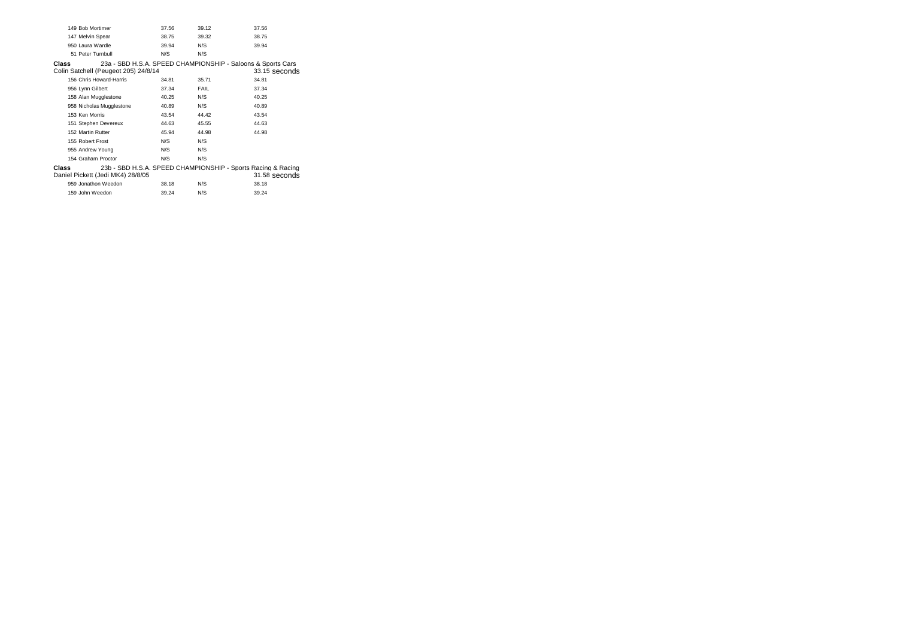| | | | |
|---|---|---|---|
| 149 Bob Mortimer | 37.56 | 39.12 | 37.56 |
| 147 Melvin Spear | 38.75 | 39.32 | 38.75 |
| 950 Laura Wardle | 39.94 | N/S | 39.94 |
| 51 Peter Turnbull | N/S | N/S | |

**Class** 23a - SBD H.S.A. SPEED CHAMPIONSHIP - Saloons & Sports Cars

Colin Satchell (Peugeot 205) 24/8/14 33.15 seconds

| | | | |
|---|---|---|---|
| 156 Chris Howard-Harris | 34.81 | 35.71 | 34.81 |
| 956 Lynn Gilbert | 37.34 | FAIL | 37.34 |
| 158 Alan Mugglestone | 40.25 | N/S | 40.25 |
| 958 Nicholas Mugglestone | 40.89 | N/S | 40.89 |
| 153 Ken Morris | 43.54 | 44.42 | 43.54 |
| 151 Stephen Devereux | 44.63 | 45.55 | 44.63 |
| 152 Martin Rutter | 45.94 | 44.98 | 44.98 |
| 155 Robert Frost | N/S | N/S | |
| 955 Andrew Young | N/S | N/S | |
| 154 Graham Proctor | N/S | N/S | |

**Class** 23b - SBD H.S.A. SPEED CHAMPIONSHIP - Sports Racing & Racing

Daniel Pickett (Jedi MK4) 28/8/05 31.58 seconds

| | | | |
|---|---|---|---|
| 959 Jonathon Weedon | 38.18 | N/S | 38.18 |
| 159 John Weedon | 39.24 | N/S | 39.24 |